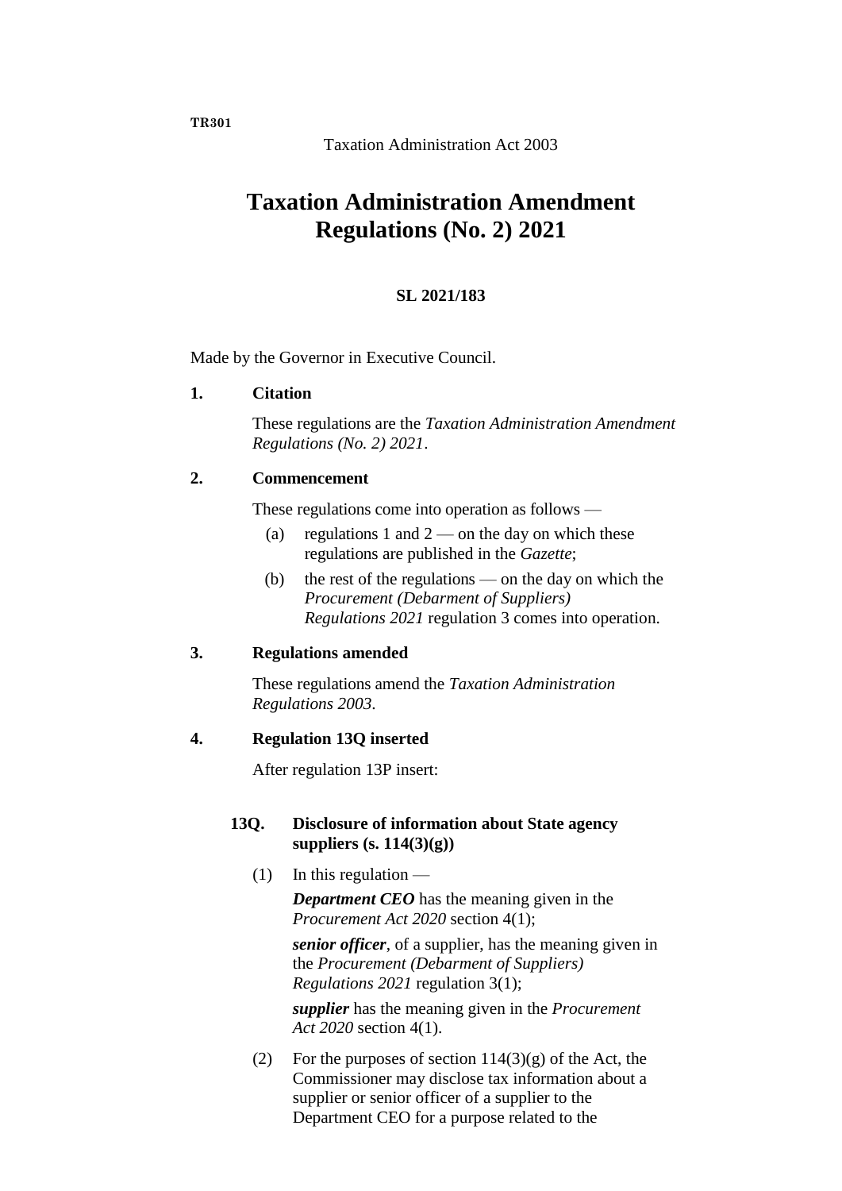TR301

Taxation Administration Act 2003

# Taxation Administration Amendment Regulations (No. 2) 2021

**SL 2021/183**

Made by the Governor in Executive Council.

## 1. Citation

These regulations are the *Taxation Administration Amendment Regulations (No. 2) 2021*.

## 2. Commencement

These regulations come into operation as follows —

(a) regulations 1 and 2 — on the day on which these regulations are published in the *Gazette*;

(b) the rest of the regulations — on the day on which the *Procurement (Debarment of Suppliers) Regulations 2021* regulation 3 comes into operation.

## 3. Regulations amended

These regulations amend the *Taxation Administration Regulations 2003*.

## 4. Regulation 13Q inserted

After regulation 13P insert:

### 13Q. Disclosure of information about State agency suppliers (s. 114(3)(g))

(1) In this regulation —

***Department CEO*** has the meaning given in the *Procurement Act 2020* section 4(1);

***senior officer***, of a supplier, has the meaning given in the *Procurement (Debarment of Suppliers) Regulations 2021* regulation 3(1);

***supplier*** has the meaning given in the *Procurement Act 2020* section 4(1).

(2) For the purposes of section 114(3)(g) of the Act, the Commissioner may disclose tax information about a supplier or senior officer of a supplier to the Department CEO for a purpose related to the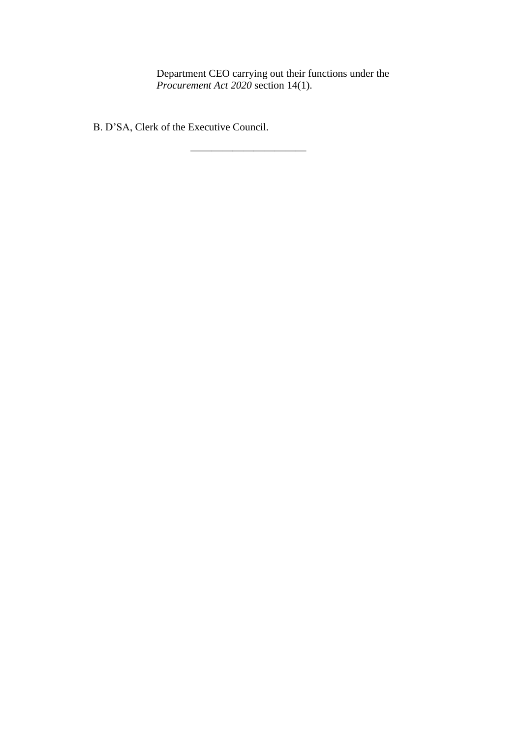Department CEO carrying out their functions under the *Procurement Act 2020* section 14(1).

B. D'SA, Clerk of the Executive Council.

---